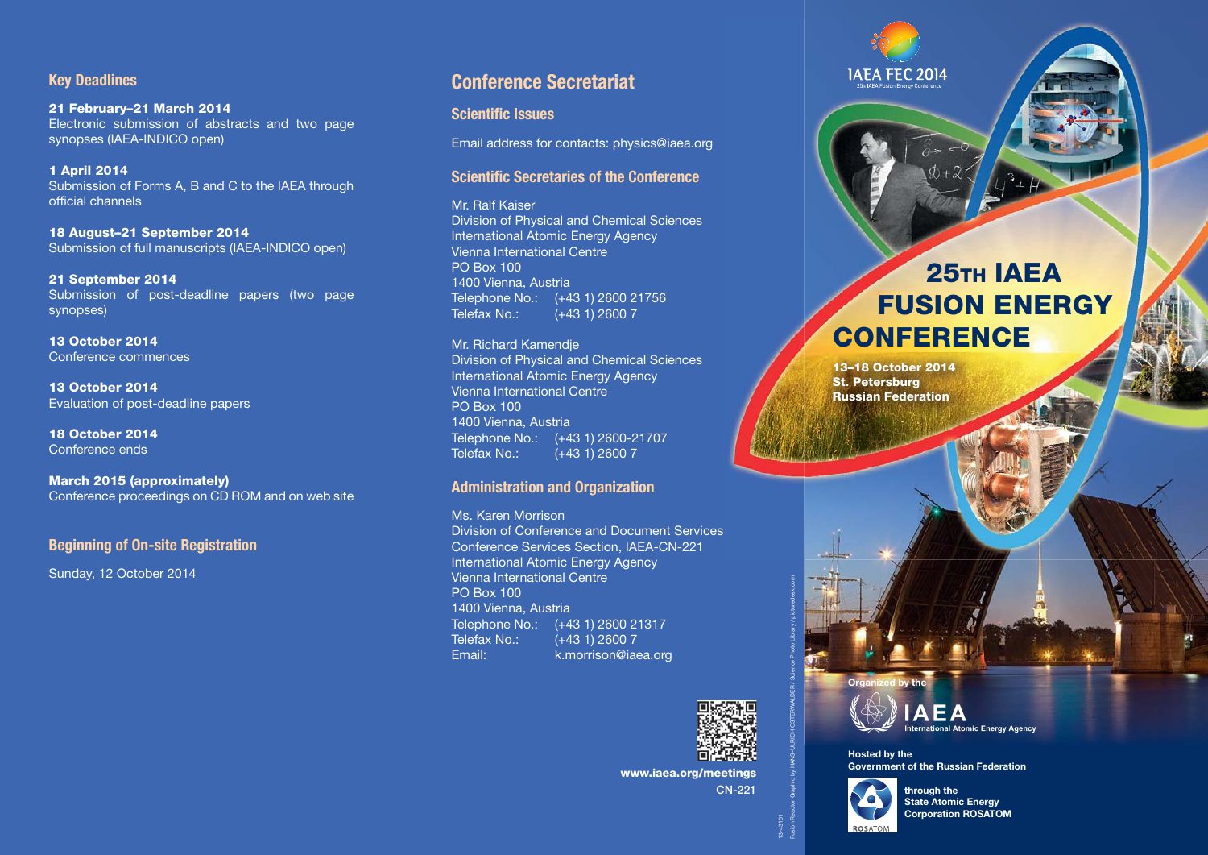## Key Deadlines

**21 February–21 March 2014**
Electronic submission of abstracts and two page synopses (IAEA-INDICO open)

**1 April 2014**
Submission of Forms A, B and C to the IAEA through official channels

**18 August–21 September 2014**
Submission of full manuscripts (IAEA-INDICO open)

**21 September 2014**
Submission of post-deadline papers (two page synopses)

**13 October 2014**
Conference commences

**13 October 2014**
Evaluation of post-deadline papers

**18 October 2014**
Conference ends

**March 2015 (approximately)**
Conference proceedings on CD ROM and on web site

## Beginning of On-site Registration

Sunday, 12 October 2014

## Conference Secretariat

### Scientific Issues

Email address for contacts: physics@iaea.org

### Scientific Secretaries of the Conference

Mr. Ralf Kaiser
Division of Physical and Chemical Sciences
International Atomic Energy Agency
Vienna International Centre
PO Box 100
1400 Vienna, Austria
Telephone No.: (+43 1) 2600 21756
Telefax No.: (+43 1) 2600 7

Mr. Richard Kamendje
Division of Physical and Chemical Sciences
International Atomic Energy Agency
Vienna International Centre
PO Box 100
1400 Vienna, Austria
Telephone No.: (+43 1) 2600-21707
Telefax No.: (+43 1) 2600 7

### Administration and Organization

Ms. Karen Morrison
Division of Conference and Document Services
Conference Services Section, IAEA-CN-221
International Atomic Energy Agency
Vienna International Centre
PO Box 100
1400 Vienna, Austria
Telephone No.: (+43 1) 2600 21317
Telefax No.: (+43 1) 2600 7
Email: k.morrison@iaea.org

**www.iaea.org/meetings**
CN-221

Fusion Reactor Graphic by HANS-ULRICH OSTERWALDER / Science Photo Library / picturedesk.com

13-43101

IAEA FEC 2014
25th IAEA Fusion Energy Conference

# 25TH IAEA FUSION ENERGY CONFERENCE

**13–18 October 2014**
**St. Petersburg**
**Russian Federation**

**Organized by the**
**IAEA** International Atomic Energy Agency

**Hosted by the**
**Government of the Russian Federation**

**through the**
**State Atomic Energy**
**Corporation ROSATOM**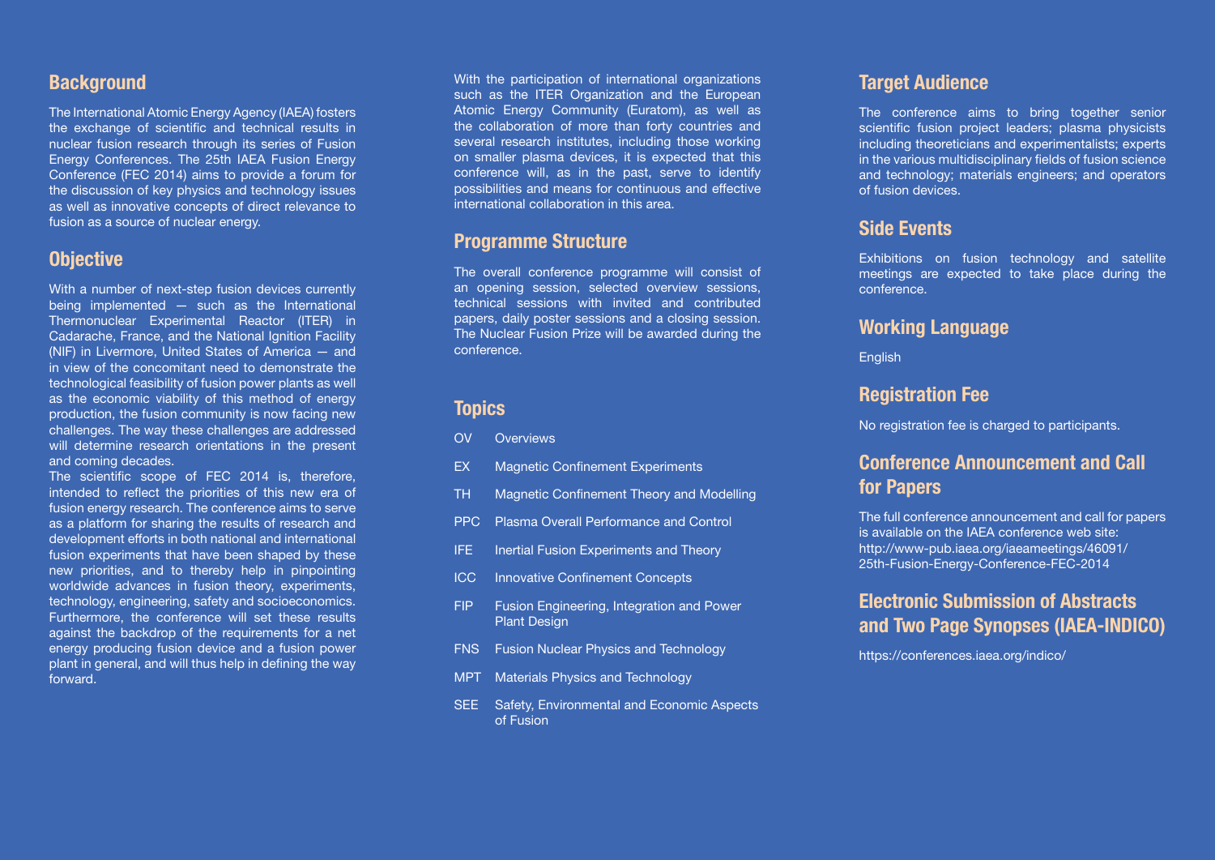## Background

The International Atomic Energy Agency (IAEA) fosters the exchange of scientific and technical results in nuclear fusion research through its series of Fusion Energy Conferences. The 25th IAEA Fusion Energy Conference (FEC 2014) aims to provide a forum for the discussion of key physics and technology issues as well as innovative concepts of direct relevance to fusion as a source of nuclear energy.

## Objective

With a number of next-step fusion devices currently being implemented — such as the International Thermonuclear Experimental Reactor (ITER) in Cadarache, France, and the National Ignition Facility (NIF) in Livermore, United States of America — and in view of the concomitant need to demonstrate the technological feasibility of fusion power plants as well as the economic viability of this method of energy production, the fusion community is now facing new challenges. The way these challenges are addressed will determine research orientations in the present and coming decades.

The scientific scope of FEC 2014 is, therefore, intended to reflect the priorities of this new era of fusion energy research. The conference aims to serve as a platform for sharing the results of research and development efforts in both national and international fusion experiments that have been shaped by these new priorities, and to thereby help in pinpointing worldwide advances in fusion theory, experiments, technology, engineering, safety and socioeconomics. Furthermore, the conference will set these results against the backdrop of the requirements for a net energy producing fusion device and a fusion power plant in general, and will thus help in defining the way forward.

With the participation of international organizations such as the ITER Organization and the European Atomic Energy Community (Euratom), as well as the collaboration of more than forty countries and several research institutes, including those working on smaller plasma devices, it is expected that this conference will, as in the past, serve to identify possibilities and means for continuous and effective international collaboration in this area.

## Programme Structure

The overall conference programme will consist of an opening session, selected overview sessions, technical sessions with invited and contributed papers, daily poster sessions and a closing session. The Nuclear Fusion Prize will be awarded during the conference.

## Topics

| | |
|---|---|
| OV | Overviews |
| EX | Magnetic Confinement Experiments |
| TH | Magnetic Confinement Theory and Modelling |
| PPC | Plasma Overall Performance and Control |
| IFE | Inertial Fusion Experiments and Theory |
| ICC | Innovative Confinement Concepts |
| FIP | Fusion Engineering, Integration and Power Plant Design |
| FNS | Fusion Nuclear Physics and Technology |
| MPT | Materials Physics and Technology |
| SEE | Safety, Environmental and Economic Aspects of Fusion |

## Target Audience

The conference aims to bring together senior scientific fusion project leaders; plasma physicists including theoreticians and experimentalists; experts in the various multidisciplinary fields of fusion science and technology; materials engineers; and operators of fusion devices.

## Side Events

Exhibitions on fusion technology and satellite meetings are expected to take place during the conference.

## Working Language

English

## Registration Fee

No registration fee is charged to participants.

## Conference Announcement and Call for Papers

The full conference announcement and call for papers is available on the IAEA conference web site:
http://www-pub.iaea.org/iaeameetings/46091/25th-Fusion-Energy-Conference-FEC-2014

## Electronic Submission of Abstracts and Two Page Synopses (IAEA-INDICO)

https://conferences.iaea.org/indico/